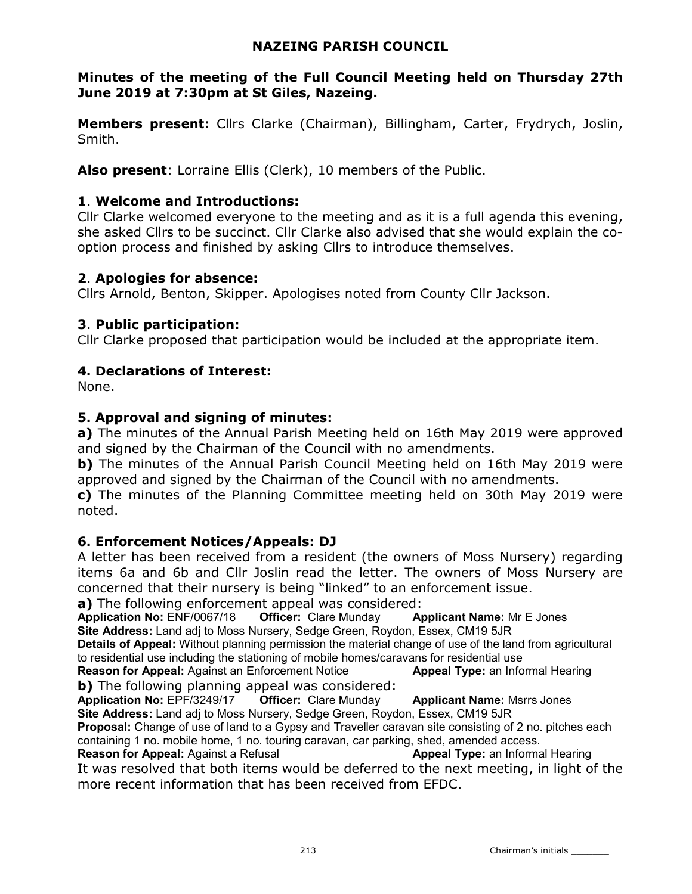# NAZEING PARISH COUNCIL

**Minutes of the meeting of the Full Council Meeting held on Thursday 27th June 2019 at 7:30pm at St Giles, Nazeing.**

**Members present:** Cllrs Clarke (Chairman), Billingham, Carter, Frydrych, Joslin, Smith.

**Also present**: Lorraine Ellis (Clerk), 10 members of the Public.

## 1. Welcome and Introductions:

Cllr Clarke welcomed everyone to the meeting and as it is a full agenda this evening, she asked Cllrs to be succinct. Cllr Clarke also advised that she would explain the co-option process and finished by asking Cllrs to introduce themselves.

## 2. Apologies for absence:

Cllrs Arnold, Benton, Skipper. Apologises noted from County Cllr Jackson.

## 3. Public participation:

Cllr Clarke proposed that participation would be included at the appropriate item.

## 4. Declarations of Interest:

None.

## 5. Approval and signing of minutes:

**a)** The minutes of the Annual Parish Meeting held on 16th May 2019 were approved and signed by the Chairman of the Council with no amendments.

**b)** The minutes of the Annual Parish Council Meeting held on 16th May 2019 were approved and signed by the Chairman of the Council with no amendments.

**c)** The minutes of the Planning Committee meeting held on 30th May 2019 were noted.

## 6. Enforcement Notices/Appeals: DJ

A letter has been received from a resident (the owners of Moss Nursery) regarding items 6a and 6b and Cllr Joslin read the letter. The owners of Moss Nursery are concerned that their nursery is being "linked" to an enforcement issue.

**a)** The following enforcement appeal was considered:

**Application No:** ENF/0067/18 **Officer:** Clare Munday **Applicant Name:** Mr E Jones
**Site Address:** Land adj to Moss Nursery, Sedge Green, Roydon, Essex, CM19 5JR
**Details of Appeal:** Without planning permission the material change of use of the land from agricultural to residential use including the stationing of mobile homes/caravans for residential use
**Reason for Appeal:** Against an Enforcement Notice **Appeal Type:** an Informal Hearing

**b)** The following planning appeal was considered:

**Application No:** EPF/3249/17 **Officer:** Clare Munday **Applicant Name:** Msrrs Jones
**Site Address:** Land adj to Moss Nursery, Sedge Green, Roydon, Essex, CM19 5JR
**Proposal:** Change of use of land to a Gypsy and Traveller caravan site consisting of 2 no. pitches each containing 1 no. mobile home, 1 no. touring caravan, car parking, shed, amended access.
**Reason for Appeal:** Against a Refusal **Appeal Type:** an Informal Hearing

It was resolved that both items would be deferred to the next meeting, in light of the more recent information that has been received from EFDC.

Chairman's initials _______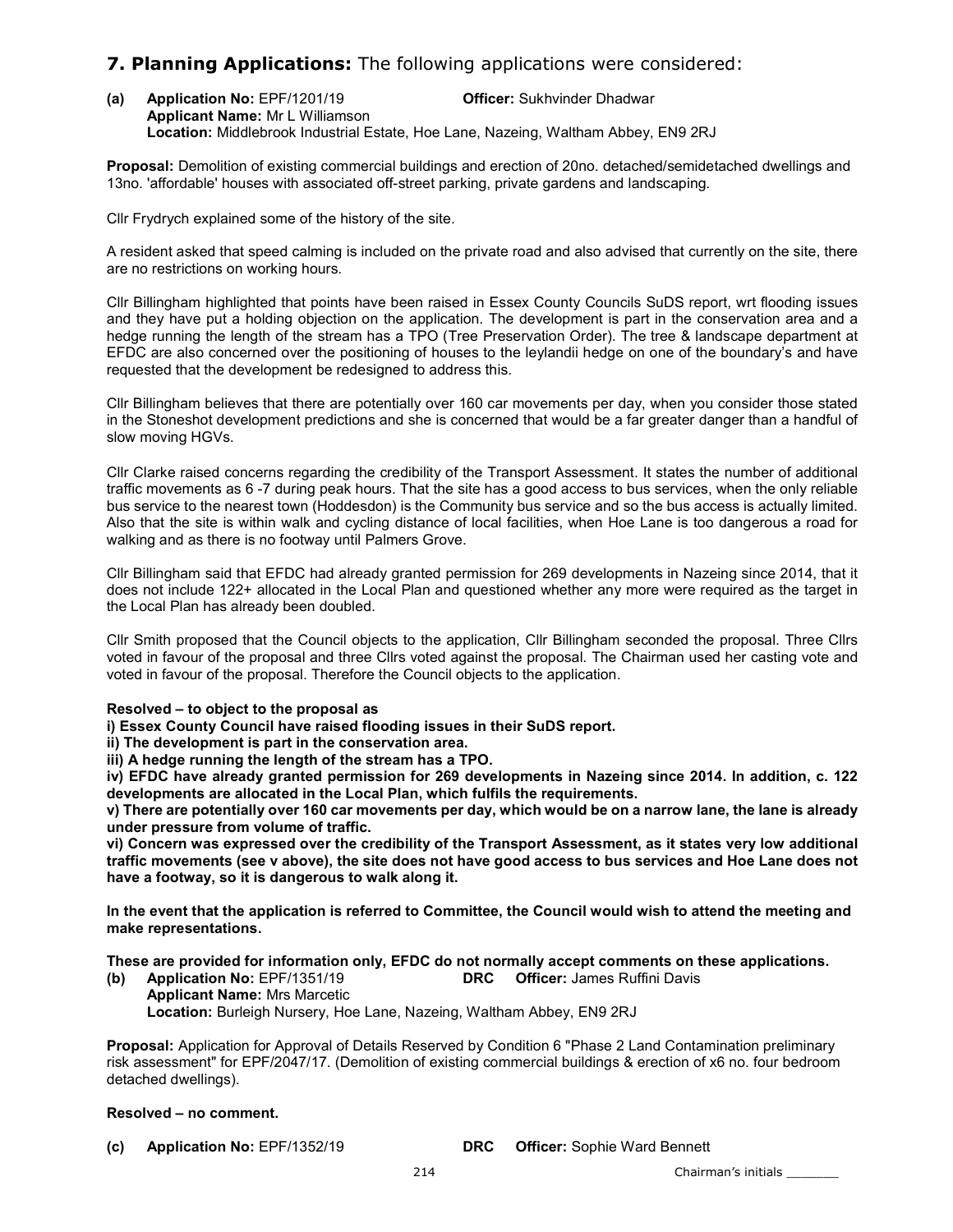## 7. Planning Applications: The following applications were considered:

**(a) Application No:** EPF/1201/19 **Officer:** Sukhvinder Dhadwar
**Applicant Name:** Mr L Williamson
**Location:** Middlebrook Industrial Estate, Hoe Lane, Nazeing, Waltham Abbey, EN9 2RJ

**Proposal:** Demolition of existing commercial buildings and erection of 20no. detached/semidetached dwellings and 13no. 'affordable' houses with associated off-street parking, private gardens and landscaping.

Cllr Frydrych explained some of the history of the site.

A resident asked that speed calming is included on the private road and also advised that currently on the site, there are no restrictions on working hours.

Cllr Billingham highlighted that points have been raised in Essex County Councils SuDS report, wrt flooding issues and they have put a holding objection on the application. The development is part in the conservation area and a hedge running the length of the stream has a TPO (Tree Preservation Order). The tree & landscape department at EFDC are also concerned over the positioning of houses to the leylandii hedge on one of the boundary's and have requested that the development be redesigned to address this.

Cllr Billingham believes that there are potentially over 160 car movements per day, when you consider those stated in the Stoneshot development predictions and she is concerned that would be a far greater danger than a handful of slow moving HGVs.

Cllr Clarke raised concerns regarding the credibility of the Transport Assessment. It states the number of additional traffic movements as 6 -7 during peak hours. That the site has a good access to bus services, when the only reliable bus service to the nearest town (Hoddesdon) is the Community bus service and so the bus access is actually limited. Also that the site is within walk and cycling distance of local facilities, when Hoe Lane is too dangerous a road for walking and as there is no footway until Palmers Grove.

Cllr Billingham said that EFDC had already granted permission for 269 developments in Nazeing since 2014, that it does not include 122+ allocated in the Local Plan and questioned whether any more were required as the target in the Local Plan has already been doubled.

Cllr Smith proposed that the Council objects to the application, Cllr Billingham seconded the proposal. Three Cllrs voted in favour of the proposal and three Cllrs voted against the proposal. The Chairman used her casting vote and voted in favour of the proposal. Therefore the Council objects to the application.

**Resolved – to object to the proposal as**
**i) Essex County Council have raised flooding issues in their SuDS report.**
**ii) The development is part in the conservation area.**
**iii) A hedge running the length of the stream has a TPO.**
**iv) EFDC have already granted permission for 269 developments in Nazeing since 2014. In addition, c. 122 developments are allocated in the Local Plan, which fulfils the requirements.**
**v) There are potentially over 160 car movements per day, which would be on a narrow lane, the lane is already under pressure from volume of traffic.**
**vi) Concern was expressed over the credibility of the Transport Assessment, as it states very low additional traffic movements (see v above), the site does not have good access to bus services and Hoe Lane does not have a footway, so it is dangerous to walk along it.**

**In the event that the application is referred to Committee, the Council would wish to attend the meeting and make representations.**

**These are provided for information only, EFDC do not normally accept comments on these applications.**

**(b) Application No:** EPF/1351/19 **DRC Officer:** James Ruffini Davis
**Applicant Name:** Mrs Marcetic
**Location:** Burleigh Nursery, Hoe Lane, Nazeing, Waltham Abbey, EN9 2RJ

**Proposal:** Application for Approval of Details Reserved by Condition 6 "Phase 2 Land Contamination preliminary risk assessment" for EPF/2047/17. (Demolition of existing commercial buildings & erection of x6 no. four bedroom detached dwellings).

**Resolved – no comment.**

**(c) Application No:** EPF/1352/19 **DRC Officer:** Sophie Ward Bennett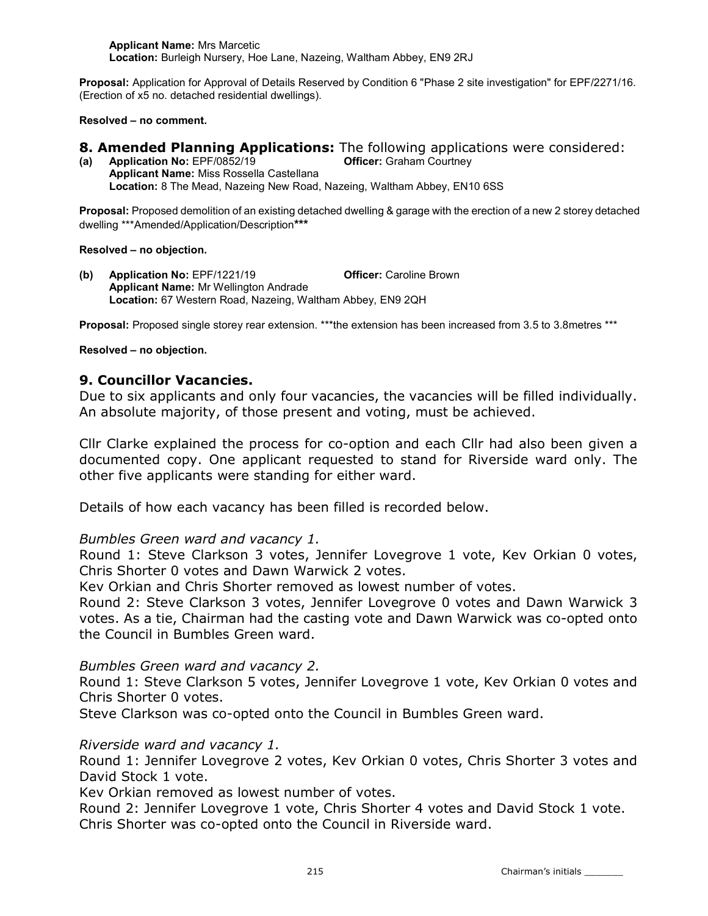**Applicant Name:** Mrs Marcetic
**Location:** Burleigh Nursery, Hoe Lane, Nazeing, Waltham Abbey, EN9 2RJ

**Proposal:** Application for Approval of Details Reserved by Condition 6 "Phase 2 site investigation" for EPF/2271/16. (Erection of x5 no. detached residential dwellings).

**Resolved – no comment.**

## 8. Amended Planning Applications: The following applications were considered:

**(a) Application No:** EPF/0852/19 **Officer:** Graham Courtney
**Applicant Name:** Miss Rossella Castellana
**Location:** 8 The Mead, Nazeing New Road, Nazeing, Waltham Abbey, EN10 6SS

**Proposal:** Proposed demolition of an existing detached dwelling & garage with the erection of a new 2 storey detached dwelling ***Amended/Application/Description***

**Resolved – no objection.**

**(b) Application No:** EPF/1221/19 **Officer:** Caroline Brown
**Applicant Name:** Mr Wellington Andrade
**Location:** 67 Western Road, Nazeing, Waltham Abbey, EN9 2QH

**Proposal:** Proposed single storey rear extension. ***the extension has been increased from 3.5 to 3.8metres ***

**Resolved – no objection.**

## 9. Councillor Vacancies.

Due to six applicants and only four vacancies, the vacancies will be filled individually. An absolute majority, of those present and voting, must be achieved.

Cllr Clarke explained the process for co-option and each Cllr had also been given a documented copy. One applicant requested to stand for Riverside ward only. The other five applicants were standing for either ward.

Details of how each vacancy has been filled is recorded below.

*Bumbles Green ward and vacancy 1.*
Round 1: Steve Clarkson 3 votes, Jennifer Lovegrove 1 vote, Kev Orkian 0 votes, Chris Shorter 0 votes and Dawn Warwick 2 votes.
Kev Orkian and Chris Shorter removed as lowest number of votes.
Round 2: Steve Clarkson 3 votes, Jennifer Lovegrove 0 votes and Dawn Warwick 3 votes. As a tie, Chairman had the casting vote and Dawn Warwick was co-opted onto the Council in Bumbles Green ward.

*Bumbles Green ward and vacancy 2.*
Round 1: Steve Clarkson 5 votes, Jennifer Lovegrove 1 vote, Kev Orkian 0 votes and Chris Shorter 0 votes.
Steve Clarkson was co-opted onto the Council in Bumbles Green ward.

*Riverside ward and vacancy 1.*
Round 1: Jennifer Lovegrove 2 votes, Kev Orkian 0 votes, Chris Shorter 3 votes and David Stock 1 vote.
Kev Orkian removed as lowest number of votes.
Round 2: Jennifer Lovegrove 1 vote, Chris Shorter 4 votes and David Stock 1 vote.
Chris Shorter was co-opted onto the Council in Riverside ward.

Chairman's initials _______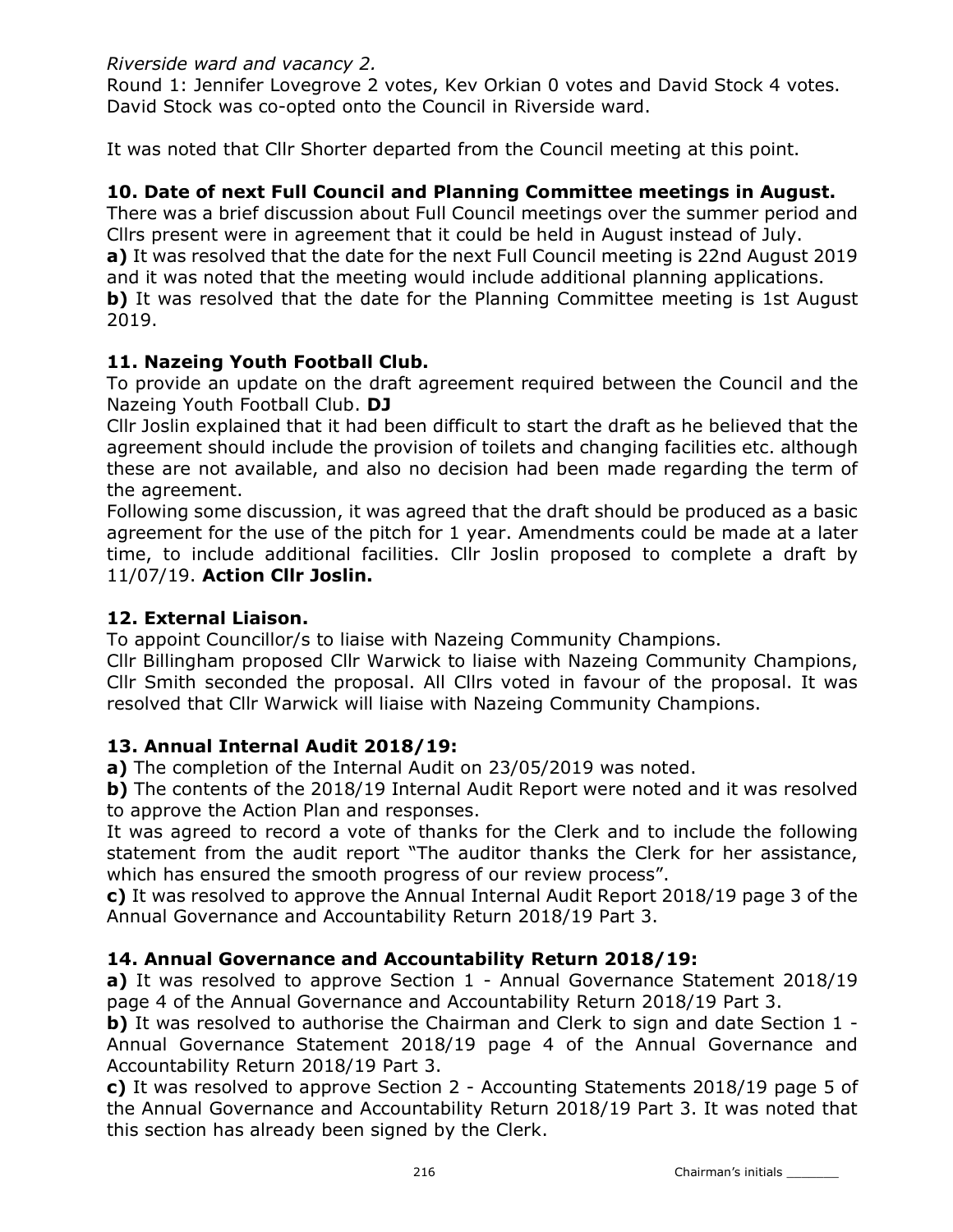*Riverside ward and vacancy 2.*
Round 1: Jennifer Lovegrove 2 votes, Kev Orkian 0 votes and David Stock 4 votes. David Stock was co-opted onto the Council in Riverside ward.

It was noted that Cllr Shorter departed from the Council meeting at this point.

### 10. Date of next Full Council and Planning Committee meetings in August.

There was a brief discussion about Full Council meetings over the summer period and Cllrs present were in agreement that it could be held in August instead of July.
**a)** It was resolved that the date for the next Full Council meeting is 22nd August 2019 and it was noted that the meeting would include additional planning applications.
**b)** It was resolved that the date for the Planning Committee meeting is 1st August 2019.

### 11. Nazeing Youth Football Club.

To provide an update on the draft agreement required between the Council and the Nazeing Youth Football Club. **DJ**
Cllr Joslin explained that it had been difficult to start the draft as he believed that the agreement should include the provision of toilets and changing facilities etc. although these are not available, and also no decision had been made regarding the term of the agreement.
Following some discussion, it was agreed that the draft should be produced as a basic agreement for the use of the pitch for 1 year. Amendments could be made at a later time, to include additional facilities. Cllr Joslin proposed to complete a draft by 11/07/19. **Action Cllr Joslin.**

### 12. External Liaison.

To appoint Councillor/s to liaise with Nazeing Community Champions.
Cllr Billingham proposed Cllr Warwick to liaise with Nazeing Community Champions, Cllr Smith seconded the proposal. All Cllrs voted in favour of the proposal. It was resolved that Cllr Warwick will liaise with Nazeing Community Champions.

### 13. Annual Internal Audit 2018/19:

**a)** The completion of the Internal Audit on 23/05/2019 was noted.
**b)** The contents of the 2018/19 Internal Audit Report were noted and it was resolved to approve the Action Plan and responses.
It was agreed to record a vote of thanks for the Clerk and to include the following statement from the audit report "The auditor thanks the Clerk for her assistance, which has ensured the smooth progress of our review process".
**c)** It was resolved to approve the Annual Internal Audit Report 2018/19 page 3 of the Annual Governance and Accountability Return 2018/19 Part 3.

### 14. Annual Governance and Accountability Return 2018/19:

**a)** It was resolved to approve Section 1 - Annual Governance Statement 2018/19 page 4 of the Annual Governance and Accountability Return 2018/19 Part 3.
**b)** It was resolved to authorise the Chairman and Clerk to sign and date Section 1 - Annual Governance Statement 2018/19 page 4 of the Annual Governance and Accountability Return 2018/19 Part 3.
**c)** It was resolved to approve Section 2 - Accounting Statements 2018/19 page 5 of the Annual Governance and Accountability Return 2018/19 Part 3. It was noted that this section has already been signed by the Clerk.

Chairman's initials _______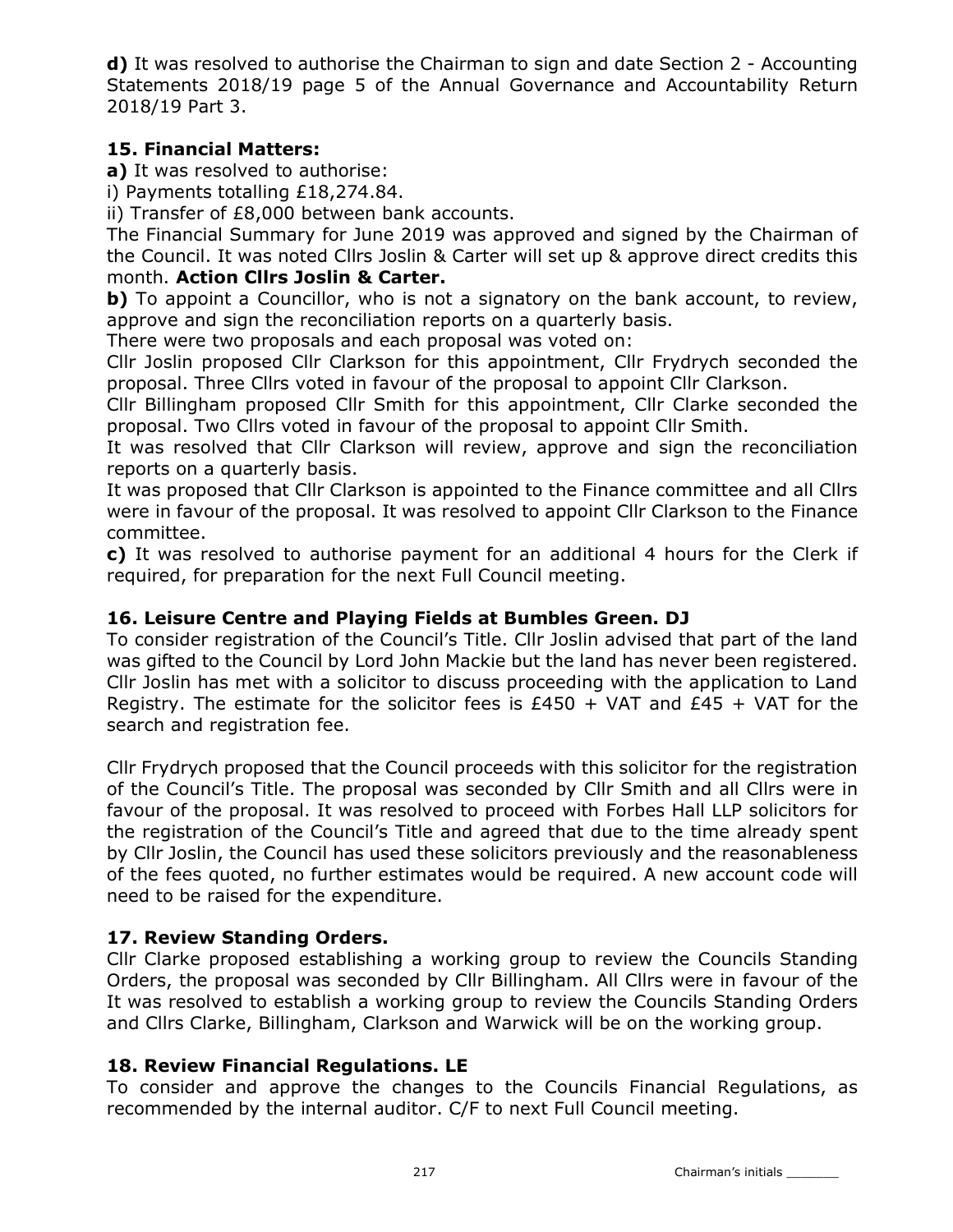**d)** It was resolved to authorise the Chairman to sign and date Section 2 - Accounting Statements 2018/19 page 5 of the Annual Governance and Accountability Return 2018/19 Part 3.

### 15. Financial Matters:

**a)** It was resolved to authorise:

i) Payments totalling £18,274.84.

ii) Transfer of £8,000 between bank accounts.

The Financial Summary for June 2019 was approved and signed by the Chairman of the Council. It was noted Cllrs Joslin & Carter will set up & approve direct credits this month. **Action Cllrs Joslin & Carter.**

**b)** To appoint a Councillor, who is not a signatory on the bank account, to review, approve and sign the reconciliation reports on a quarterly basis.

There were two proposals and each proposal was voted on:

Cllr Joslin proposed Cllr Clarkson for this appointment, Cllr Frydrych seconded the proposal. Three Cllrs voted in favour of the proposal to appoint Cllr Clarkson.

Cllr Billingham proposed Cllr Smith for this appointment, Cllr Clarke seconded the proposal. Two Cllrs voted in favour of the proposal to appoint Cllr Smith.

It was resolved that Cllr Clarkson will review, approve and sign the reconciliation reports on a quarterly basis.

It was proposed that Cllr Clarkson is appointed to the Finance committee and all Cllrs were in favour of the proposal. It was resolved to appoint Cllr Clarkson to the Finance committee.

**c)** It was resolved to authorise payment for an additional 4 hours for the Clerk if required, for preparation for the next Full Council meeting.

### 16. Leisure Centre and Playing Fields at Bumbles Green. DJ

To consider registration of the Council's Title. Cllr Joslin advised that part of the land was gifted to the Council by Lord John Mackie but the land has never been registered. Cllr Joslin has met with a solicitor to discuss proceeding with the application to Land Registry. The estimate for the solicitor fees is £450 + VAT and £45 + VAT for the search and registration fee.

Cllr Frydrych proposed that the Council proceeds with this solicitor for the registration of the Council's Title. The proposal was seconded by Cllr Smith and all Cllrs were in favour of the proposal. It was resolved to proceed with Forbes Hall LLP solicitors for the registration of the Council's Title and agreed that due to the time already spent by Cllr Joslin, the Council has used these solicitors previously and the reasonableness of the fees quoted, no further estimates would be required. A new account code will need to be raised for the expenditure.

### 17. Review Standing Orders.

Cllr Clarke proposed establishing a working group to review the Councils Standing Orders, the proposal was seconded by Cllr Billingham. All Cllrs were in favour of the It was resolved to establish a working group to review the Councils Standing Orders and Cllrs Clarke, Billingham, Clarkson and Warwick will be on the working group.

### 18. Review Financial Regulations. LE

To consider and approve the changes to the Councils Financial Regulations, as recommended by the internal auditor. C/F to next Full Council meeting.

Chairman's initials _______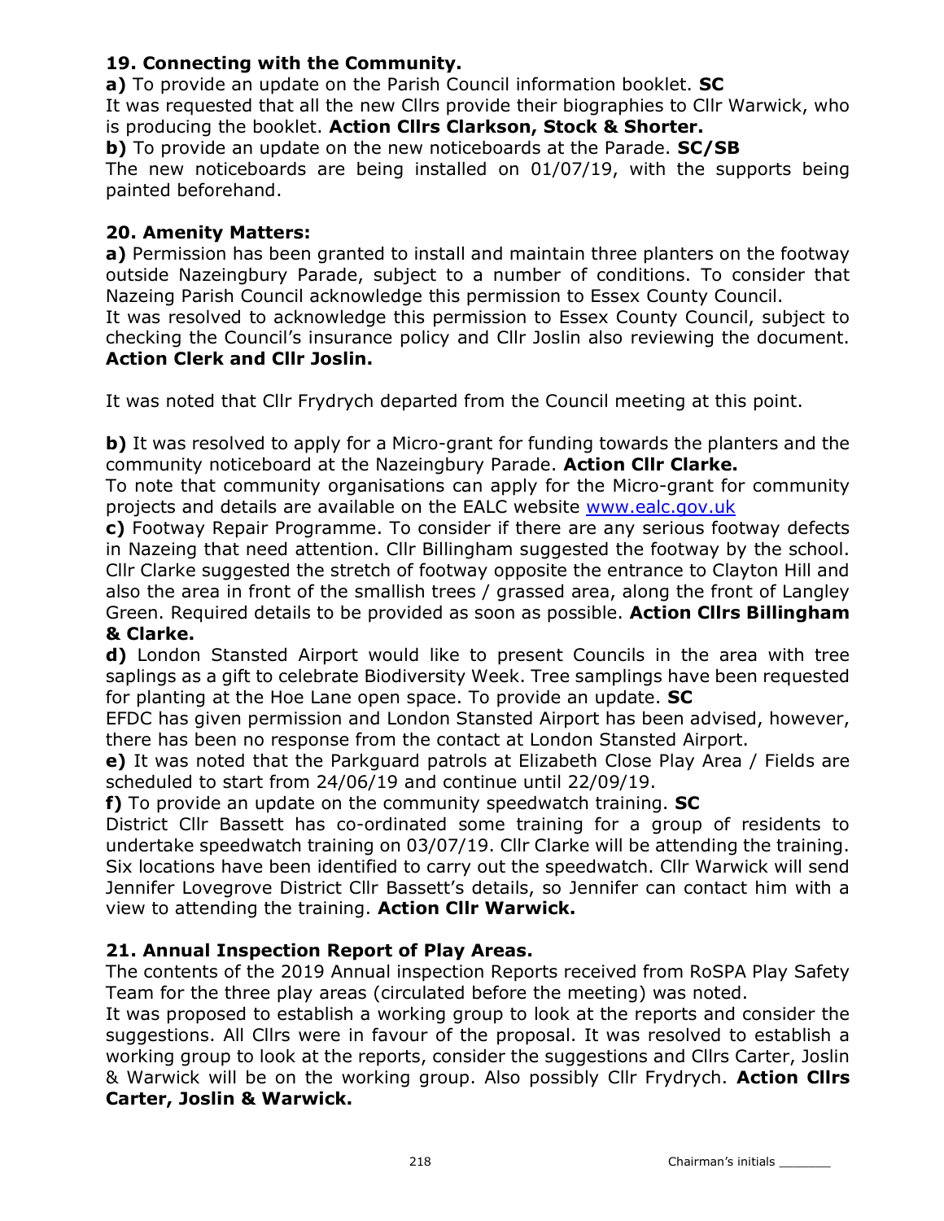## 19. Connecting with the Community.

**a)** To provide an update on the Parish Council information booklet. **SC**

It was requested that all the new Cllrs provide their biographies to Cllr Warwick, who is producing the booklet. **Action Cllrs Clarkson, Stock & Shorter.**

**b)** To provide an update on the new noticeboards at the Parade. **SC/SB**

The new noticeboards are being installed on 01/07/19, with the supports being painted beforehand.

## 20. Amenity Matters:

**a)** Permission has been granted to install and maintain three planters on the footway outside Nazeingbury Parade, subject to a number of conditions. To consider that Nazeing Parish Council acknowledge this permission to Essex County Council.

It was resolved to acknowledge this permission to Essex County Council, subject to checking the Council's insurance policy and Cllr Joslin also reviewing the document. **Action Clerk and Cllr Joslin.**

It was noted that Cllr Frydrych departed from the Council meeting at this point.

**b)** It was resolved to apply for a Micro-grant for funding towards the planters and the community noticeboard at the Nazeingbury Parade. **Action Cllr Clarke.**

To note that community organisations can apply for the Micro-grant for community projects and details are available on the EALC website www.ealc.gov.uk

**c)** Footway Repair Programme. To consider if there are any serious footway defects in Nazeing that need attention. Cllr Billingham suggested the footway by the school. Cllr Clarke suggested the stretch of footway opposite the entrance to Clayton Hill and also the area in front of the smallish trees / grassed area, along the front of Langley Green. Required details to be provided as soon as possible. **Action Cllrs Billingham & Clarke.**

**d)** London Stansted Airport would like to present Councils in the area with tree saplings as a gift to celebrate Biodiversity Week. Tree samplings have been requested for planting at the Hoe Lane open space. To provide an update. **SC**

EFDC has given permission and London Stansted Airport has been advised, however, there has been no response from the contact at London Stansted Airport.

**e)** It was noted that the Parkguard patrols at Elizabeth Close Play Area / Fields are scheduled to start from 24/06/19 and continue until 22/09/19.

**f)** To provide an update on the community speedwatch training. **SC**

District Cllr Bassett has co-ordinated some training for a group of residents to undertake speedwatch training on 03/07/19. Cllr Clarke will be attending the training. Six locations have been identified to carry out the speedwatch. Cllr Warwick will send Jennifer Lovegrove District Cllr Bassett's details, so Jennifer can contact him with a view to attending the training. **Action Cllr Warwick.**

## 21. Annual Inspection Report of Play Areas.

The contents of the 2019 Annual inspection Reports received from RoSPA Play Safety Team for the three play areas (circulated before the meeting) was noted.

It was proposed to establish a working group to look at the reports and consider the suggestions. All Cllrs were in favour of the proposal. It was resolved to establish a working group to look at the reports, consider the suggestions and Cllrs Carter, Joslin & Warwick will be on the working group. Also possibly Cllr Frydrych. **Action Cllrs Carter, Joslin & Warwick.**

Chairman's initials _______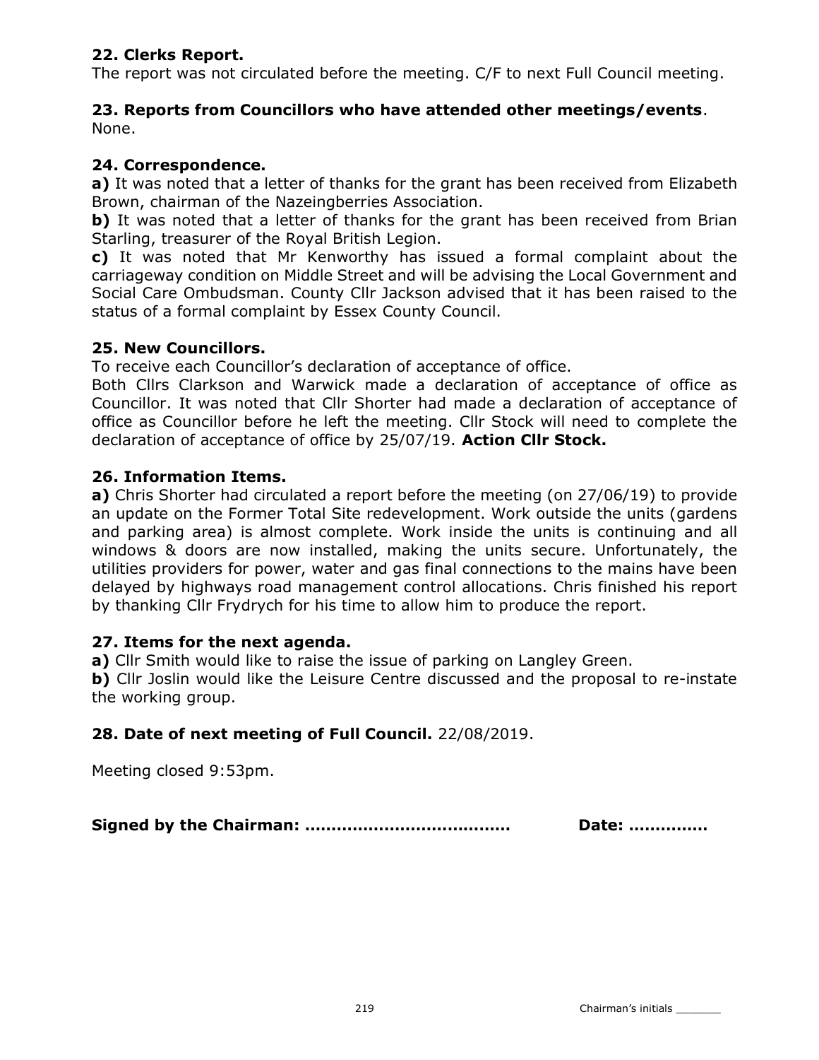### 22. Clerks Report.

The report was not circulated before the meeting. C/F to next Full Council meeting.

### 23. Reports from Councillors who have attended other meetings/events.

None.

### 24. Correspondence.

**a)** It was noted that a letter of thanks for the grant has been received from Elizabeth Brown, chairman of the Nazeingberries Association.

**b)** It was noted that a letter of thanks for the grant has been received from Brian Starling, treasurer of the Royal British Legion.

**c)** It was noted that Mr Kenworthy has issued a formal complaint about the carriageway condition on Middle Street and will be advising the Local Government and Social Care Ombudsman. County Cllr Jackson advised that it has been raised to the status of a formal complaint by Essex County Council.

### 25. New Councillors.

To receive each Councillor's declaration of acceptance of office.

Both Cllrs Clarkson and Warwick made a declaration of acceptance of office as Councillor. It was noted that Cllr Shorter had made a declaration of acceptance of office as Councillor before he left the meeting. Cllr Stock will need to complete the declaration of acceptance of office by 25/07/19. **Action Cllr Stock.**

### 26. Information Items.

**a)** Chris Shorter had circulated a report before the meeting (on 27/06/19) to provide an update on the Former Total Site redevelopment. Work outside the units (gardens and parking area) is almost complete. Work inside the units is continuing and all windows & doors are now installed, making the units secure. Unfortunately, the utilities providers for power, water and gas final connections to the mains have been delayed by highways road management control allocations. Chris finished his report by thanking Cllr Frydrych for his time to allow him to produce the report.

### 27. Items for the next agenda.

**a)** Cllr Smith would like to raise the issue of parking on Langley Green.

**b)** Cllr Joslin would like the Leisure Centre discussed and the proposal to re-instate the working group.

### 28. Date of next meeting of Full Council. 22/08/2019.

Meeting closed 9:53pm.

**Signed by the Chairman: ………………………………… Date: ……………**

Chairman's initials _______